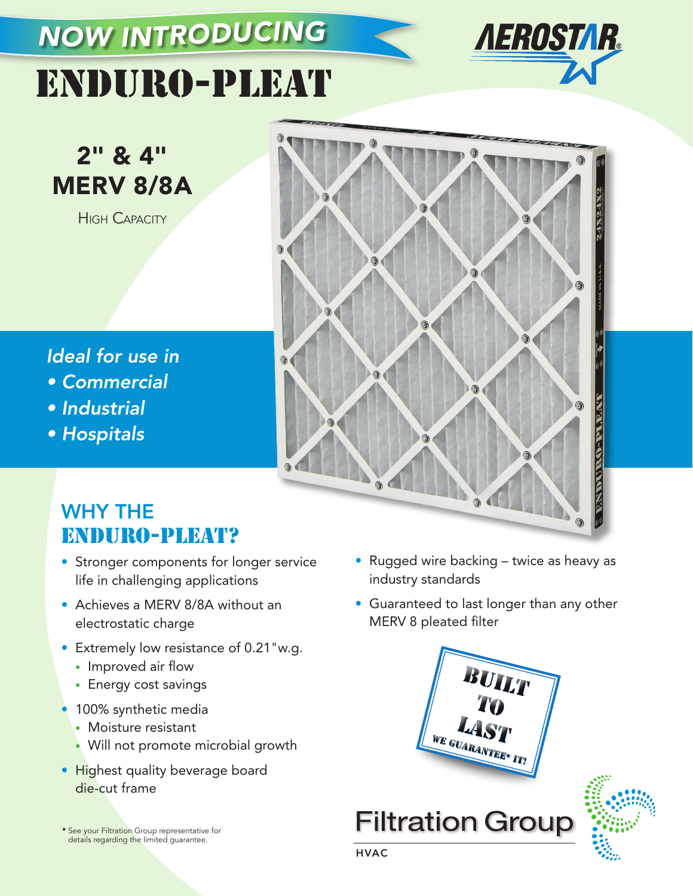# NOW INTRODUCING

# ENDURO-PLEAT

AEROSTAR®

## 2" & 4" MERV 8/8A

HIGH CAPACITY

*Ideal for use in*

- ***Commercial***
- ***Industrial***
- ***Hospitals***

## WHY THE ENDURO-PLEAT?

- Stronger components for longer service life in challenging applications
- Achieves a MERV 8/8A without an electrostatic charge
- Extremely low resistance of 0.21"w.g.
  - Improved air flow
  - Energy cost savings
- 100% synthetic media
  - Moisture resistant
  - Will not promote microbial growth
- Highest quality beverage board die-cut frame
- Rugged wire backing – twice as heavy as industry standards
- Guaranteed to last longer than any other MERV 8 pleated filter

BUILT TO LAST
WE GUARANTEE* IT!

\* See your Filtration Group representative for details regarding the limited guarantee.

Filtration Group
HVAC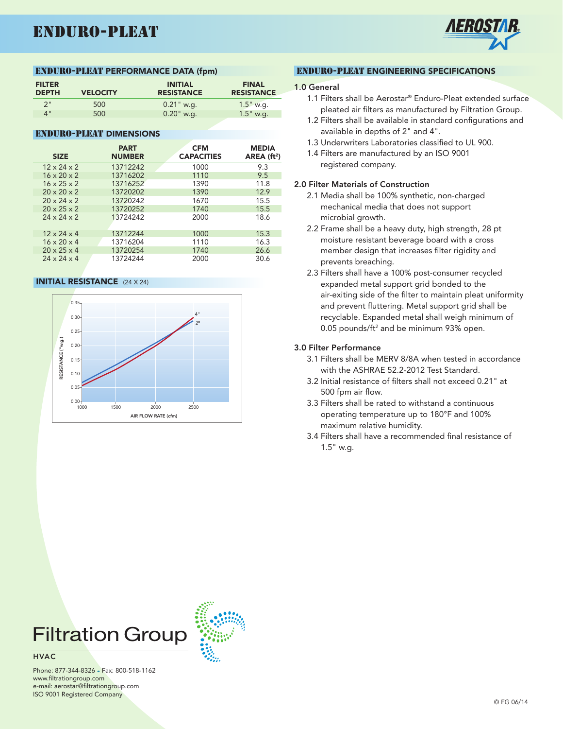# ENDURO-PLEAT

## ENDURO-PLEAT PERFORMANCE DATA (fpm)

| FILTER DEPTH | VELOCITY | INITIAL RESISTANCE | FINAL RESISTANCE |
|---|---|---|---|
| 2" | 500 | 0.21" w.g. | 1.5" w.g. |
| 4" | 500 | 0.20" w.g. | 1.5" w.g. |

## ENDURO-PLEAT DIMENSIONS

| SIZE | PART NUMBER | CFM CAPACITIES | MEDIA AREA (ft²) |
|---|---|---|---|
| 12 x 24 x 2 | 13712242 | 1000 | 9.3 |
| 16 x 20 x 2 | 13716202 | 1110 | 9.5 |
| 16 x 25 x 2 | 13716252 | 1390 | 11.8 |
| 20 x 20 x 2 | 13720202 | 1390 | 12.9 |
| 20 x 24 x 2 | 13720242 | 1670 | 15.5 |
| 20 x 25 x 2 | 13720252 | 1740 | 15.5 |
| 24 x 24 x 2 | 13724242 | 2000 | 18.6 |
| 12 x 24 x 4 | 13712244 | 1000 | 15.3 |
| 16 x 20 x 4 | 13716204 | 1110 | 16.3 |
| 20 x 25 x 4 | 13720254 | 1740 | 26.6 |
| 24 x 24 x 4 | 13724244 | 2000 | 30.6 |

## INITIAL RESISTANCE (24 X 24)

RESISTANCE ("w.g.)

0.35
0.30
0.25
0.20
0.15
0.10
0.05
0.00

1000
1500
2000
2500

AIR FLOW RATE (cfm)

4"
2"

## ENDURO-PLEAT ENGINEERING SPECIFICATIONS

### 1.0 General

1.1 Filters shall be Aerostar® Enduro-Pleat extended surface pleated air filters as manufactured by Filtration Group.

1.2 Filters shall be available in standard configurations and available in depths of 2" and 4".

1.3 Underwriters Laboratories classified to UL 900.

1.4 Filters are manufactured by an ISO 9001 registered company.

### 2.0 Filter Materials of Construction

2.1 Media shall be 100% synthetic, non-charged mechanical media that does not support microbial growth.

2.2 Frame shall be a heavy duty, high strength, 28 pt moisture resistant beverage board with a cross member design that increases filter rigidity and prevents breaching.

2.3 Filters shall have a 100% post-consumer recycled expanded metal support grid bonded to the air-exiting side of the filter to maintain pleat uniformity and prevent fluttering. Metal support grid shall be recyclable. Expanded metal shall weigh minimum of 0.05 pounds/ft² and be minimum 93% open.

### 3.0 Filter Performance

3.1 Filters shall be MERV 8/8A when tested in accordance with the ASHRAE 52.2-2012 Test Standard.

3.2 Initial resistance of filters shall not exceed 0.21" at 500 fpm air flow.

3.3 Filters shall be rated to withstand a continuous operating temperature up to 180°F and 100% maximum relative humidity.

3.4 Filters shall have a recommended final resistance of 1.5" w.g.

Filtration Group

HVAC

Phone: 877-344-8326 • Fax: 800-518-1162
www.filtrationgroup.com
e-mail: aerostar@filtrationgroup.com
ISO 9001 Registered Company

© FG 06/14